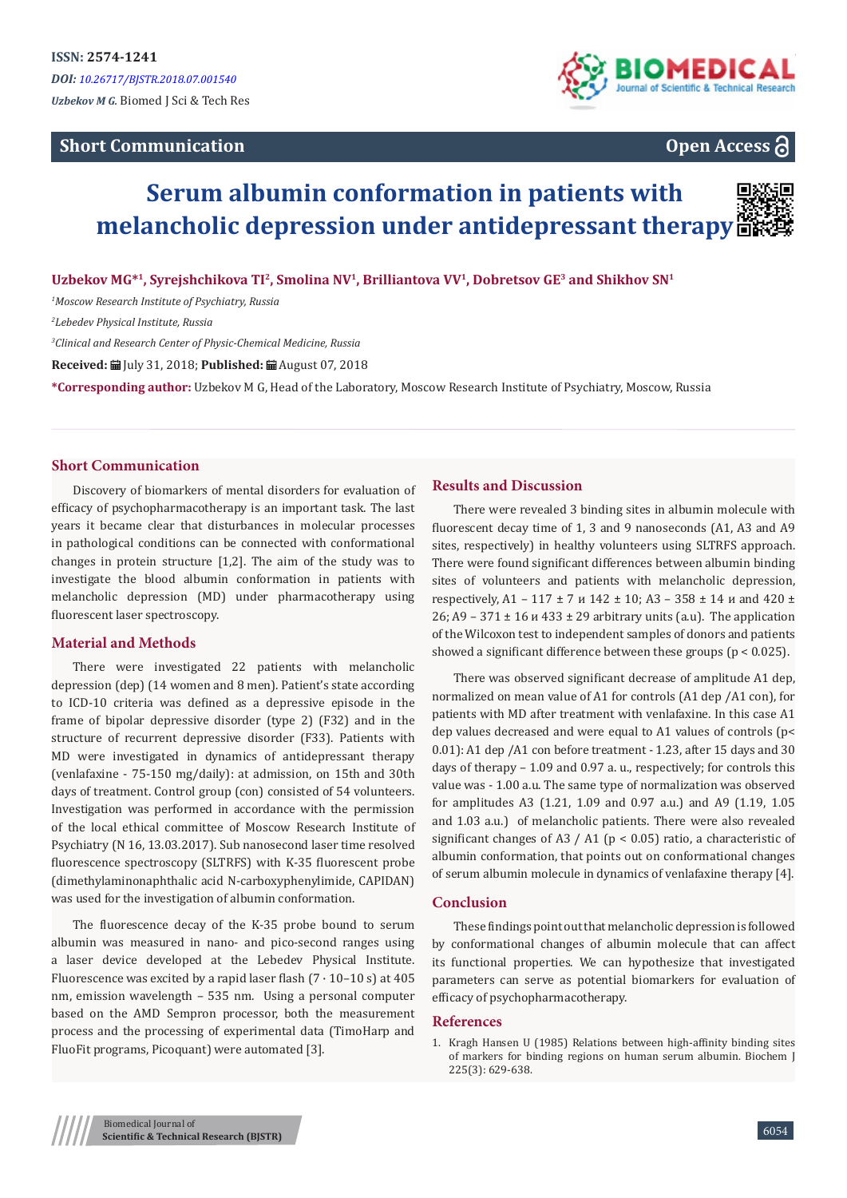ISSN: 2574-1241

*DOI: 10.26717/BJSTR.2018.07.001540*

*Uzbekov M G.* Biomed J Sci & Tech Res

**Short Communication** | **Open Access**

# Serum albumin conformation in patients with melancholic depression under antidepressant therapy

**Uzbekov MG*[1], Syrejshchikova TI[2], Smolina NV[1], Brilliantova VV[1], Dobretsov GE[3] and Shikhov SN[1]**

*[1]Moscow Research Institute of Psychiatry, Russia*

*[2]Lebedev Physical Institute, Russia*

*[3]Clinical and Research Center of Physic-Chemical Medicine, Russia*

**Received:** July 31, 2018; **Published:** August 07, 2018

***Corresponding author:** Uzbekov M G, Head of the Laboratory, Moscow Research Institute of Psychiatry, Moscow, Russia

## Short Communication

Discovery of biomarkers of mental disorders for evaluation of efficacy of psychopharmacotherapy is an important task. The last years it became clear that disturbances in molecular processes in pathological conditions can be connected with conformational changes in protein structure [1,2]. The aim of the study was to investigate the blood albumin conformation in patients with melancholic depression (MD) under pharmacotherapy using fluorescent laser spectroscopy.

## Material and Methods

There were investigated 22 patients with melancholic depression (dep) (14 women and 8 men). Patient's state according to ICD-10 criteria was defined as a depressive episode in the frame of bipolar depressive disorder (type 2) (F32) and in the structure of recurrent depressive disorder (F33). Patients with MD were investigated in dynamics of antidepressant therapy (venlafaxine - 75-150 mg/daily): at admission, on 15th and 30th days of treatment. Control group (con) consisted of 54 volunteers. Investigation was performed in accordance with the permission of the local ethical committee of Moscow Research Institute of Psychiatry (N 16, 13.03.2017). Sub nanosecond laser time resolved fluorescence spectroscopy (SLTRFS) with K-35 fluorescent probe (dimethylaminonaphthalic acid N-carboxyphenylimide, CAPIDAN) was used for the investigation of albumin conformation.

The fluorescence decay of the K-35 probe bound to serum albumin was measured in nano- and pico-second ranges using a laser device developed at the Lebedev Physical Institute. Fluorescence was excited by a rapid laser flash ($7 \cdot 10^{-10}$ s) at 405 nm, emission wavelength – 535 nm. Using a personal computer based on the AMD Sempron processor, both the measurement process and the processing of experimental data (TimoHarp and FluoFit programs, Picoquant) were automated [3].

## Results and Discussion

There were revealed 3 binding sites in albumin molecule with fluorescent decay time of 1, 3 and 9 nanoseconds (A1, A3 and A9 sites, respectively) in healthy volunteers using SLTRFS approach. There were found significant differences between albumin binding sites of volunteers and patients with melancholic depression, respectively, A1 – 117 ± 7 и 142 ± 10; A3 – 358 ± 14 и and 420 ± 26; A9 – 371 ± 16 и 433 ± 29 arbitrary units (a.u). The application of the Wilcoxon test to independent samples of donors and patients showed a significant difference between these groups ($p < 0.025$).

There was observed significant decrease of amplitude A1 dep, normalized on mean value of A1 for controls (A1 dep /A1 con), for patients with MD after treatment with venlafaxine. In this case A1 dep values decreased and were equal to A1 values of controls ($p < 0.01$): A1 dep /A1 con before treatment - 1.23, after 15 days and 30 days of therapy – 1.09 and 0.97 a. u., respectively; for controls this value was - 1.00 a.u. The same type of normalization was observed for amplitudes A3 (1.21, 1.09 and 0.97 a.u.) and A9 (1.19, 1.05 and 1.03 a.u.) of melancholic patients. There were also revealed significant changes of A3 / A1 ($p < 0.05$) ratio, a characteristic of albumin conformation, that points out on conformational changes of serum albumin molecule in dynamics of venlafaxine therapy [4].

## Conclusion

These findings point out that melancholic depression is followed by conformational changes of albumin molecule that can affect its functional properties. We can hypothesize that investigated parameters can serve as potential biomarkers for evaluation of efficacy of psychopharmacotherapy.

## References

1. Kragh Hansen U (1985) Relations between high-affinity binding sites of markers for binding regions on human serum albumin. Biochem J 225(3): 629-638.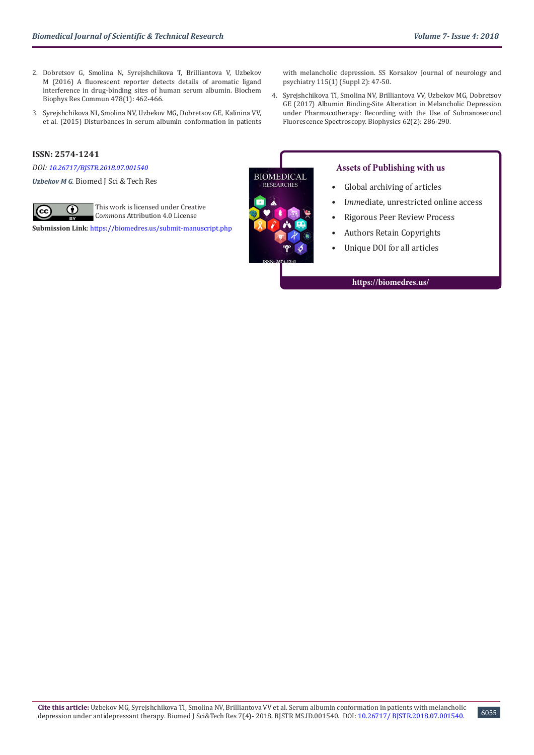2. Dobretsov G, Smolina N, Syrejshchikova T, Brilliantova V, Uzbekov M (2016) A fluorescent reporter detects details of aromatic ligand interference in drug-binding sites of human serum albumin. Biochem Biophys Res Commun 478(1): 462-466.
3. Syrejshchikova NI, Smolina NV, Uzbekov MG, Dobretsov GE, Kalinina VV, et al. (2015) Disturbances in serum albumin conformation in patients with melancholic depression. SS Korsakov Journal of neurology and psychiatry 115(1) (Suppl 2): 47-50.
4. Syrejshchikova TI, Smolina NV, Brilliantova VV, Uzbekov MG, Dobretsov GE (2017) Albumin Binding-Site Alteration in Melancholic Depression under Pharmacotherapy: Recording with the Use of Subnanosecond Fluorescence Spectroscopy. Biophysics 62(2): 286-290.

**ISSN: 2574-1241**

*DOI: 10.26717/BJSTR.2018.07.001540*

***Uzbekov M G.*** Biomed J Sci & Tech Res

This work is licensed under Creative Commons Attribution 4.0 License

**Submission Link**: https://biomedres.us/submit-manuscript.php

**Assets of Publishing with us**

- Global archiving of articles
- Immediate, unrestricted online access
- Rigorous Peer Review Process
- Authors Retain Copyrights
- Unique DOI for all articles

**https://biomedres.us/**

**Cite this article:** Uzbekov MG, Syrejshchikova TI, Smolina NV, Brilliantova VV et al. Serum albumin conformation in patients with melancholic depression under antidepressant therapy. Biomed J Sci&Tech Res 7(4)- 2018. BJSTR MS.ID.001540. DOI: 10.26717/ BJSTR.2018.07.001540.